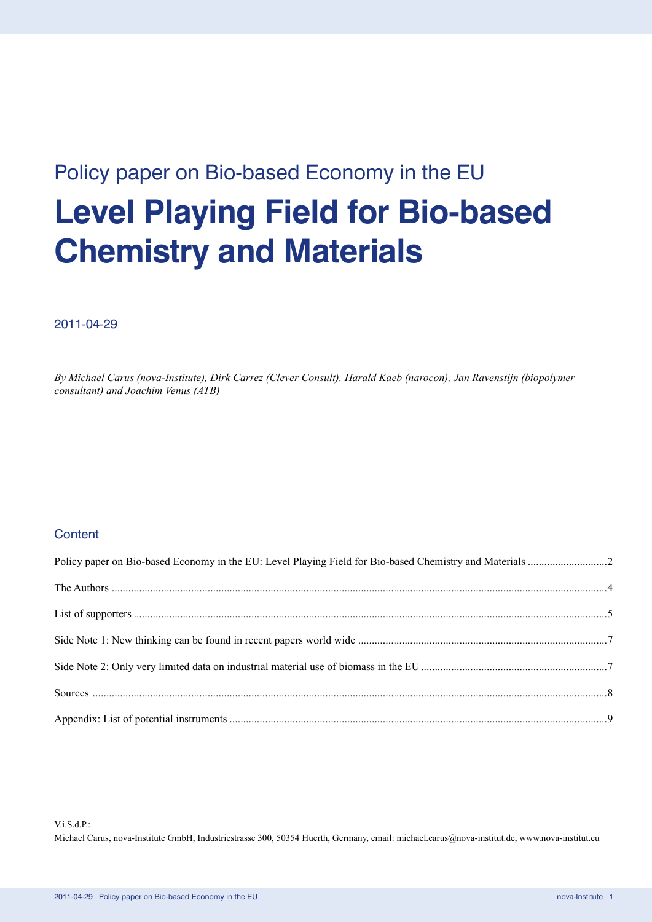Policy paper on Bio-based Economy in the EU

# Level Playing Field for Bio-based Chemistry and Materials

2011-04-29

*By Michael Carus (nova-Institute), Dirk Carrez (Clever Consult), Harald Kaeb (narocon), Jan Ravenstijn (biopolymer consultant) and Joachim Venus (ATB)*

## Content

Policy paper on Bio-based Economy in the EU: Level Playing Field for Bio-based Chemistry and Materials ............................2

The Authors ..................................................................................................................................................................4

List of supporters ..........................................................................................................................................................5

Side Note 1: New thinking can be found in recent papers world wide ..........................................................................7

Side Note 2: Only very limited data on industrial material use of biomass in the EU ...................................................7

Sources .........................................................................................................................................................................8

Appendix: List of potential instruments ........................................................................................................................9

V.i.S.d.P.:
Michael Carus, nova-Institute GmbH, Industriestrasse 300, 50354 Huerth, Germany, email: michael.carus@nova-institut.de, www.nova-institut.eu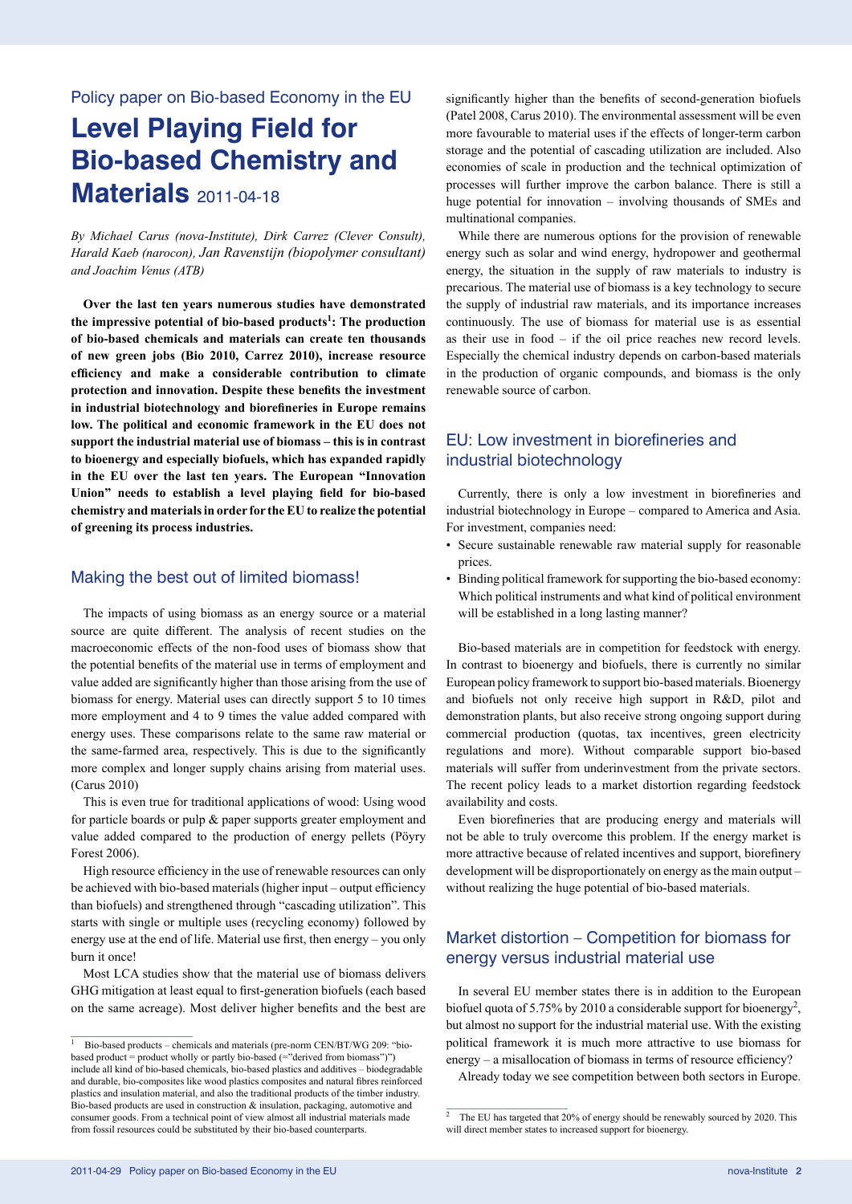Policy paper on Bio-based Economy in the EU

# Level Playing Field for Bio-based Chemistry and Materials 2011-04-18

*By Michael Carus (nova-Institute), Dirk Carrez (Clever Consult), Harald Kaeb (narocon), Jan Ravenstijn (biopolymer consultant) and Joachim Venus (ATB)*

**Over the last ten years numerous studies have demonstrated the impressive potential of bio-based products[1]: The production of bio-based chemicals and materials can create ten thousands of new green jobs (Bio 2010, Carrez 2010), increase resource efficiency and make a considerable contribution to climate protection and innovation. Despite these benefits the investment in industrial biotechnology and biorefineries in Europe remains low. The political and economic framework in the EU does not support the industrial material use of biomass – this is in contrast to bioenergy and especially biofuels, which has expanded rapidly in the EU over the last ten years. The European "Innovation Union" needs to establish a level playing field for bio-based chemistry and materials in order for the EU to realize the potential of greening its process industries.**

## Making the best out of limited biomass!

The impacts of using biomass as an energy source or a material source are quite different. The analysis of recent studies on the macroeconomic effects of the non-food uses of biomass show that the potential benefits of the material use in terms of employment and value added are significantly higher than those arising from the use of biomass for energy. Material uses can directly support 5 to 10 times more employment and 4 to 9 times the value added compared with energy uses. These comparisons relate to the same raw material or the same-farmed area, respectively. This is due to the significantly more complex and longer supply chains arising from material uses. (Carus 2010)

This is even true for traditional applications of wood: Using wood for particle boards or pulp & paper supports greater employment and value added compared to the production of energy pellets (Pöyry Forest 2006).

High resource efficiency in the use of renewable resources can only be achieved with bio-based materials (higher input – output efficiency than biofuels) and strengthened through "cascading utilization". This starts with single or multiple uses (recycling economy) followed by energy use at the end of life. Material use first, then energy – you only burn it once!

Most LCA studies show that the material use of biomass delivers GHG mitigation at least equal to first-generation biofuels (each based on the same acreage). Most deliver higher benefits and the best are significantly higher than the benefits of second-generation biofuels (Patel 2008, Carus 2010). The environmental assessment will be even more favourable to material uses if the effects of longer-term carbon storage and the potential of cascading utilization are included. Also economies of scale in production and the technical optimization of processes will further improve the carbon balance. There is still a huge potential for innovation – involving thousands of SMEs and multinational companies.

While there are numerous options for the provision of renewable energy such as solar and wind energy, hydropower and geothermal energy, the situation in the supply of raw materials to industry is precarious. The material use of biomass is a key technology to secure the supply of industrial raw materials, and its importance increases continuously. The use of biomass for material use is as essential as their use in food – if the oil price reaches new record levels. Especially the chemical industry depends on carbon-based materials in the production of organic compounds, and biomass is the only renewable source of carbon.

## EU: Low investment in biorefineries and industrial biotechnology

Currently, there is only a low investment in biorefineries and industrial biotechnology in Europe – compared to America and Asia. For investment, companies need:

- Secure sustainable renewable raw material supply for reasonable prices.
- Binding political framework for supporting the bio-based economy: Which political instruments and what kind of political environment will be established in a long lasting manner?

Bio-based materials are in competition for feedstock with energy. In contrast to bioenergy and biofuels, there is currently no similar European policy framework to support bio-based materials. Bioenergy and biofuels not only receive high support in R&D, pilot and demonstration plants, but also receive strong ongoing support during commercial production (quotas, tax incentives, green electricity regulations and more). Without comparable support bio-based materials will suffer from underinvestment from the private sectors. The recent policy leads to a market distortion regarding feedstock availability and costs.

Even biorefineries that are producing energy and materials will not be able to truly overcome this problem. If the energy market is more attractive because of related incentives and support, biorefinery development will be disproportionately on energy as the main output – without realizing the huge potential of bio-based materials.

## Market distortion – Competition for biomass for energy versus industrial material use

In several EU member states there is in addition to the European biofuel quota of 5.75% by 2010 a considerable support for bioenergy[2], but almost no support for the industrial material use. With the existing political framework it is much more attractive to use biomass for energy – a misallocation of biomass in terms of resource efficiency?

Already today we see competition between both sectors in Europe.

---

[1] Bio-based products – chemicals and materials (pre-norm CEN/BT/WG 209: "bio-based product = product wholly or partly bio-based (="derived from biomass")") include all kind of bio-based chemicals, bio-based plastics and additives – biodegradable and durable, bio-composites like wood plastics composites and natural fibres reinforced plastics and insulation material, and also the traditional products of the timber industry. Bio-based products are used in construction & insulation, packaging, automotive and consumer goods. From a technical point of view almost all industrial materials made from fossil resources could be substituted by their bio-based counterparts.

[2] The EU has targeted that 20% of energy should be renewably sourced by 2020. This will direct member states to increased support for bioenergy.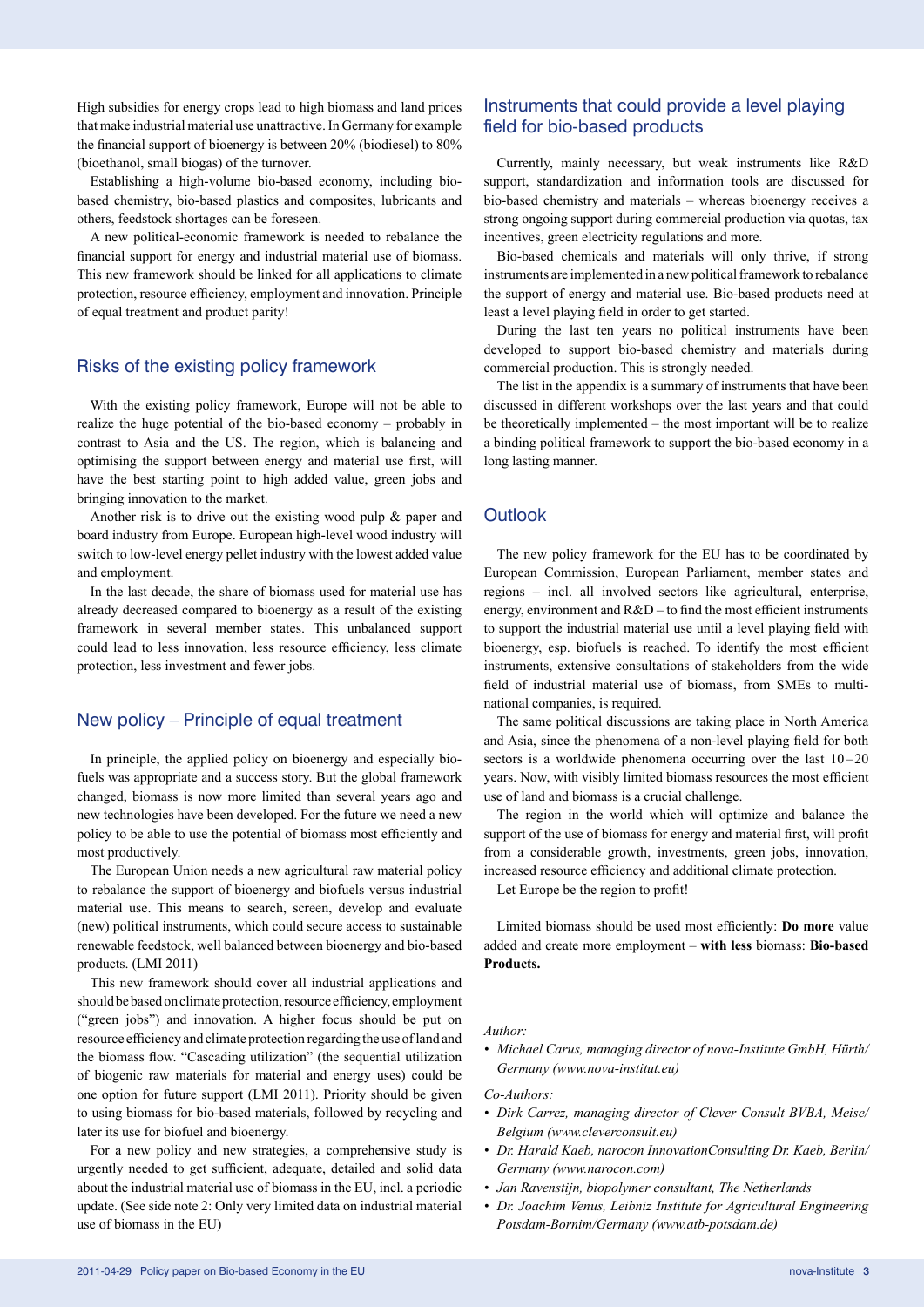High subsidies for energy crops lead to high biomass and land prices that make industrial material use unattractive. In Germany for example the financial support of bioenergy is between 20% (biodiesel) to 80% (bioethanol, small biogas) of the turnover.

Establishing a high-volume bio-based economy, including bio-based chemistry, bio-based plastics and composites, lubricants and others, feedstock shortages can be foreseen.

A new political-economic framework is needed to rebalance the financial support for energy and industrial material use of biomass. This new framework should be linked for all applications to climate protection, resource efficiency, employment and innovation. Principle of equal treatment and product parity!

## Risks of the existing policy framework

With the existing policy framework, Europe will not be able to realize the huge potential of the bio-based economy – probably in contrast to Asia and the US. The region, which is balancing and optimising the support between energy and material use first, will have the best starting point to high added value, green jobs and bringing innovation to the market.

Another risk is to drive out the existing wood pulp & paper and board industry from Europe. European high-level wood industry will switch to low-level energy pellet industry with the lowest added value and employment.

In the last decade, the share of biomass used for material use has already decreased compared to bioenergy as a result of the existing framework in several member states. This unbalanced support could lead to less innovation, less resource efficiency, less climate protection, less investment and fewer jobs.

## New policy – Principle of equal treatment

In principle, the applied policy on bioenergy and especially biofuels was appropriate and a success story. But the global framework changed, biomass is now more limited than several years ago and new technologies have been developed. For the future we need a new policy to be able to use the potential of biomass most efficiently and most productively.

The European Union needs a new agricultural raw material policy to rebalance the support of bioenergy and biofuels versus industrial material use. This means to search, screen, develop and evaluate (new) political instruments, which could secure access to sustainable renewable feedstock, well balanced between bioenergy and bio-based products. (LMI 2011)

This new framework should cover all industrial applications and should be based on climate protection, resource efficiency, employment ("green jobs") and innovation. A higher focus should be put on resource efficiency and climate protection regarding the use of land and the biomass flow. "Cascading utilization" (the sequential utilization of biogenic raw materials for material and energy uses) could be one option for future support (LMI 2011). Priority should be given to using biomass for bio-based materials, followed by recycling and later its use for biofuel and bioenergy.

For a new policy and new strategies, a comprehensive study is urgently needed to get sufficient, adequate, detailed and solid data about the industrial material use of biomass in the EU, incl. a periodic update. (See side note 2: Only very limited data on industrial material use of biomass in the EU)

## Instruments that could provide a level playing field for bio-based products

Currently, mainly necessary, but weak instruments like R&D support, standardization and information tools are discussed for bio-based chemistry and materials – whereas bioenergy receives a strong ongoing support during commercial production via quotas, tax incentives, green electricity regulations and more.

Bio-based chemicals and materials will only thrive, if strong instruments are implemented in a new political framework to rebalance the support of energy and material use. Bio-based products need at least a level playing field in order to get started.

During the last ten years no political instruments have been developed to support bio-based chemistry and materials during commercial production. This is strongly needed.

The list in the appendix is a summary of instruments that have been discussed in different workshops over the last years and that could be theoretically implemented – the most important will be to realize a binding political framework to support the bio-based economy in a long lasting manner.

## Outlook

The new policy framework for the EU has to be coordinated by European Commission, European Parliament, member states and regions – incl. all involved sectors like agricultural, enterprise, energy, environment and R&D – to find the most efficient instruments to support the industrial material use until a level playing field with bioenergy, esp. biofuels is reached. To identify the most efficient instruments, extensive consultations of stakeholders from the wide field of industrial material use of biomass, from SMEs to multinational companies, is required.

The same political discussions are taking place in North America and Asia, since the phenomena of a non-level playing field for both sectors is a worldwide phenomena occurring over the last 10–20 years. Now, with visibly limited biomass resources the most efficient use of land and biomass is a crucial challenge.

The region in the world which will optimize and balance the support of the use of biomass for energy and material first, will profit from a considerable growth, investments, green jobs, innovation, increased resource efficiency and additional climate protection.

Let Europe be the region to profit!

Limited biomass should be used most efficiently: **Do more** value added and create more employment – **with less** biomass: **Bio-based Products.**

*Author:*

- *Michael Carus, managing director of nova-Institute GmbH, Hürth/Germany (www.nova-institut.eu)*

*Co-Authors:*

- *Dirk Carrez, managing director of Clever Consult BVBA, Meise/Belgium (www.cleverconsult.eu)*
- *Dr. Harald Kaeb, narocon InnovationConsulting Dr. Kaeb, Berlin/Germany (www.narocon.com)*
- *Jan Ravenstijn, biopolymer consultant, The Netherlands*
- *Dr. Joachim Venus, Leibniz Institute for Agricultural Engineering Potsdam-Bornim/Germany (www.atb-potsdam.de)*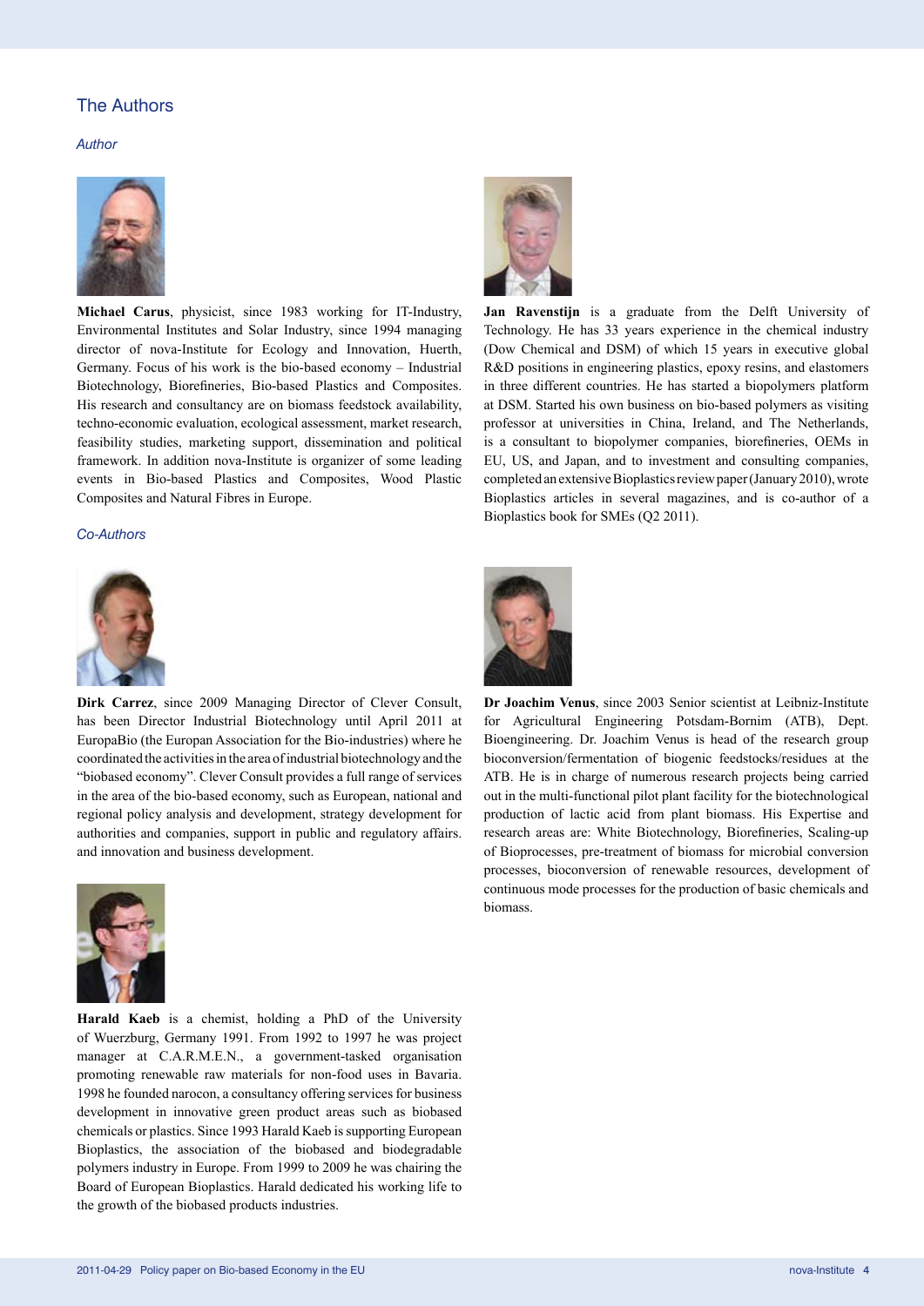## The Authors

### *Author*

**Michael Carus**, physicist, since 1983 working for IT-Industry, Environmental Institutes and Solar Industry, since 1994 managing director of nova-Institute for Ecology and Innovation, Huerth, Germany. Focus of his work is the bio-based economy – Industrial Biotechnology, Biorefineries, Bio-based Plastics and Composites. His research and consultancy are on biomass feedstock availability, techno-economic evaluation, ecological assessment, market research, feasibility studies, marketing support, dissemination and political framework. In addition nova-Institute is organizer of some leading events in Bio-based Plastics and Composites, Wood Plastic Composites and Natural Fibres in Europe.

**Jan Ravenstijn** is a graduate from the Delft University of Technology. He has 33 years experience in the chemical industry (Dow Chemical and DSM) of which 15 years in executive global R&D positions in engineering plastics, epoxy resins, and elastomers in three different countries. He has started a biopolymers platform at DSM. Started his own business on bio-based polymers as visiting professor at universities in China, Ireland, and The Netherlands, is a consultant to biopolymer companies, biorefineries, OEMs in EU, US, and Japan, and to investment and consulting companies, completed an extensive Bioplastics review paper (January 2010), wrote Bioplastics articles in several magazines, and is co-author of a Bioplastics book for SMEs (Q2 2011).

### *Co-Authors*

**Dirk Carrez**, since 2009 Managing Director of Clever Consult, has been Director Industrial Biotechnology until April 2011 at EuropaBio (the Europan Association for the Bio-industries) where he coordinated the activities in the area of industrial biotechnology and the “biobased economy”. Clever Consult provides a full range of services in the area of the bio-based economy, such as European, national and regional policy analysis and development, strategy development for authorities and companies, support in public and regulatory affairs. and innovation and business development.

**Harald Kaeb** is a chemist, holding a PhD of the University of Wuerzburg, Germany 1991. From 1992 to 1997 he was project manager at C.A.R.M.E.N., a government-tasked organisation promoting renewable raw materials for non-food uses in Bavaria. 1998 he founded narocon, a consultancy offering services for business development in innovative green product areas such as biobased chemicals or plastics. Since 1993 Harald Kaeb is supporting European Bioplastics, the association of the biobased and biodegradable polymers industry in Europe. From 1999 to 2009 he was chairing the Board of European Bioplastics. Harald dedicated his working life to the growth of the biobased products industries.

**Dr Joachim Venus**, since 2003 Senior scientist at Leibniz-Institute for Agricultural Engineering Potsdam-Bornim (ATB), Dept. Bioengineering. Dr. Joachim Venus is head of the research group bioconversion/fermentation of biogenic feedstocks/residues at the ATB. He is in charge of numerous research projects being carried out in the multi-functional pilot plant facility for the biotechnological production of lactic acid from plant biomass. His Expertise and research areas are: White Biotechnology, Biorefineries, Scaling-up of Bioprocesses, pre-treatment of biomass for microbial conversion processes, bioconversion of renewable resources, development of continuous mode processes for the production of basic chemicals and biomass.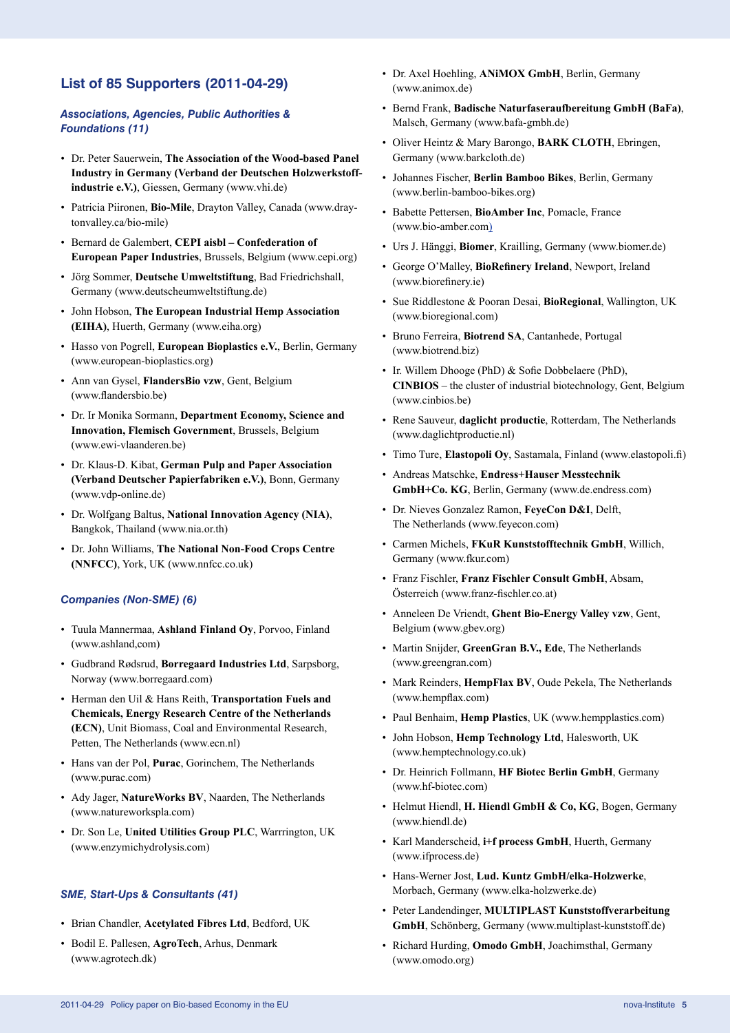## List of 85 Supporters (2011-04-29)

### *Associations, Agencies, Public Authorities & Foundations (11)*

- Dr. Peter Sauerwein, **The Association of the Wood-based Panel Industry in Germany (Verband der Deutschen Holzwerkstoff-industrie e.V.)**, Giessen, Germany (www.vhi.de)
- Patricia Piironen, **Bio-Mile**, Drayton Valley, Canada (www.dray-tonvalley.ca/bio-mile)
- Bernard de Galembert, **CEPI aisbl – Confederation of European Paper Industries**, Brussels, Belgium (www.cepi.org)
- Jörg Sommer, **Deutsche Umweltstiftung**, Bad Friedrichshall, Germany (www.deutscheumweltstiftung.de)
- John Hobson, **The European Industrial Hemp Association (EIHA)**, Huerth, Germany (www.eiha.org)
- Hasso von Pogrell, **European Bioplastics e.V.**, Berlin, Germany (www.european-bioplastics.org)
- Ann van Gysel, **FlandersBio vzw**, Gent, Belgium (www.flandersbio.be)
- Dr. Ir Monika Sormann, **Department Economy, Science and Innovation, Flemisch Government**, Brussels, Belgium (www.ewi-vlaanderen.be)
- Dr. Klaus-D. Kibat, **German Pulp and Paper Association (Verband Deutscher Papierfabriken e.V.)**, Bonn, Germany (www.vdp-online.de)
- Dr. Wolfgang Baltus, **National Innovation Agency (NIA)**, Bangkok, Thailand (www.nia.or.th)
- Dr. John Williams, **The National Non-Food Crops Centre (NNFCC)**, York, UK (www.nnfcc.co.uk)

### *Companies (Non-SME) (6)*

- Tuula Mannermaa, **Ashland Finland Oy**, Porvoo, Finland (www.ashland,com)
- Gudbrand Rødsrud, **Borregaard Industries Ltd**, Sarpsborg, Norway (www.borregaard.com)
- Herman den Uil & Hans Reith, **Transportation Fuels and Chemicals, Energy Research Centre of the Netherlands (ECN)**, Unit Biomass, Coal and Environmental Research, Petten, The Netherlands (www.ecn.nl)
- Hans van der Pol, **Purac**, Gorinchem, The Netherlands (www.purac.com)
- Ady Jager, **NatureWorks BV**, Naarden, The Netherlands (www.natureworkspla.com)
- Dr. Son Le, **United Utilities Group PLC**, Warrrington, UK (www.enzymichydrolysis.com)

### *SME, Start-Ups & Consultants (41)*

- Brian Chandler, **Acetylated Fibres Ltd**, Bedford, UK
- Bodil E. Pallesen, **AgroTech**, Arhus, Denmark (www.agrotech.dk)
- Dr. Axel Hoehling, **ANiMOX GmbH**, Berlin, Germany (www.animox.de)
- Bernd Frank, **Badische Naturfaseraufbereitung GmbH (BaFa)**, Malsch, Germany (www.bafa-gmbh.de)
- Oliver Heintz & Mary Barongo, **BARK CLOTH**, Ebringen, Germany (www.barkcloth.de)
- Johannes Fischer, **Berlin Bamboo Bikes**, Berlin, Germany (www.berlin-bamboo-bikes.org)
- Babette Pettersen, **BioAmber Inc**, Pomacle, France (www.bio-amber.com)
- Urs J. Hänggi, **Biomer**, Krailling, Germany (www.biomer.de)
- George O'Malley, **BioRefinery Ireland**, Newport, Ireland (www.biorefinery.ie)
- Sue Riddlestone & Pooran Desai, **BioRegional**, Wallington, UK (www.bioregional.com)
- Bruno Ferreira, **Biotrend SA**, Cantanhede, Portugal (www.biotrend.biz)
- Ir. Willem Dhooge (PhD) & Sofie Dobbelaere (PhD), **CINBIOS** – the cluster of industrial biotechnology, Gent, Belgium (www.cinbios.be)
- Rene Sauveur, **daglicht productie**, Rotterdam, The Netherlands (www.daglichtproductie.nl)
- Timo Ture, **Elastopoli Oy**, Sastamala, Finland (www.elastopoli.fi)
- Andreas Matschke, **Endress+Hauser Messtechnik GmbH+Co. KG**, Berlin, Germany (www.de.endress.com)
- Dr. Nieves Gonzalez Ramon, **FeyeCon D&I**, Delft, The Netherlands (www.feyecon.com)
- Carmen Michels, **FKuR Kunststofftechnik GmbH**, Willich, Germany (www.fkur.com)
- Franz Fischler, **Franz Fischler Consult GmbH**, Absam, Österreich (www.franz-fischler.co.at)
- Anneleen De Vriendt, **Ghent Bio-Energy Valley vzw**, Gent, Belgium (www.gbev.org)
- Martin Snijder, **GreenGran B.V., Ede**, The Netherlands (www.greengran.com)
- Mark Reinders, **HempFlax BV**, Oude Pekela, The Netherlands (www.hempflax.com)
- Paul Benhaim, **Hemp Plastics**, UK (www.hempplastics.com)
- John Hobson, **Hemp Technology Ltd**, Halesworth, UK (www.hemptechnology.co.uk)
- Dr. Heinrich Follmann, **HF Biotec Berlin GmbH**, Germany (www.hf-biotec.com)
- Helmut Hiendl, **H. Hiendl GmbH & Co, KG**, Bogen, Germany (www.hiendl.de)
- Karl Manderscheid, **i+f process GmbH**, Huerth, Germany (www.ifprocess.de)
- Hans-Werner Jost, **Lud. Kuntz GmbH/elka-Holzwerke**, Morbach, Germany (www.elka-holzwerke.de)
- Peter Landendinger, **MULTIPLAST Kunststoffverarbeitung GmbH**, Schönberg, Germany (www.multiplast-kunststoff.de)
- Richard Hurding, **Omodo GmbH**, Joachimsthal, Germany (www.omodo.org)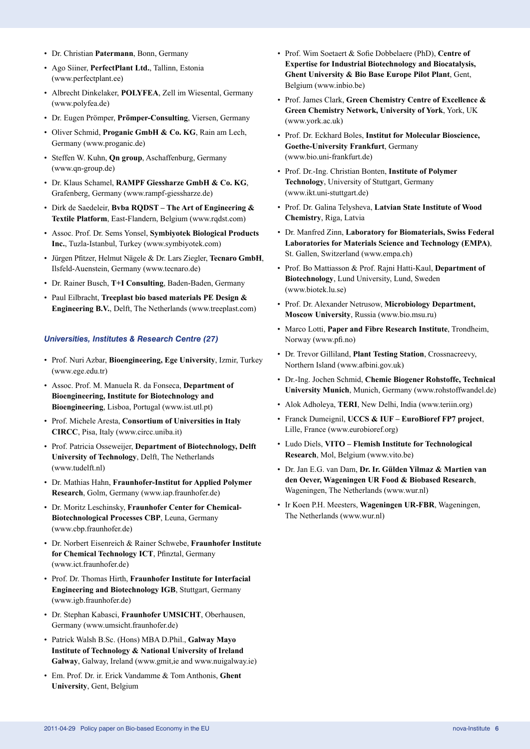- Dr. Christian **Patermann**, Bonn, Germany
- Ago Siiner, **PerfectPlant Ltd.**, Tallinn, Estonia (www.perfectplant.ee)
- Albrecht Dinkelaker, **POLYFEA**, Zell im Wiesental, Germany (www.polyfea.de)
- Dr. Eugen Prömper, **Prömper-Consulting**, Viersen, Germany
- Oliver Schmid, **Proganic GmbH & Co. KG**, Rain am Lech, Germany (www.proganic.de)
- Steffen W. Kuhn, **Qn group**, Aschaffenburg, Germany (www.qn-group.de)
- Dr. Klaus Schamel, **RAMPF Giessharze GmbH & Co. KG**, Grafenberg, Germany (www.rampf-giessharze.de)
- Dirk de Saedeleir, **Bvba RQDST – The Art of Engineering & Textile Platform**, East-Flandern, Belgium (www.rqdst.com)
- Assoc. Prof. Dr. Sems Yonsel, **Symbiyotek Biological Products Inc.**, Tuzla-Istanbul, Turkey (www.symbiyotek.com)
- Jürgen Pfitzer, Helmut Nägele & Dr. Lars Ziegler, **Tecnaro GmbH**, Ilsfeld-Auenstein, Germany (www.tecnaro.de)
- Dr. Rainer Busch, **T+I Consulting**, Baden-Baden, Germany
- Paul Eilbracht, **Treeplast bio based materials PE Design & Engineering B.V.**, Delft, The Netherlands (www.treeplast.com)

### *Universities, Institutes & Research Centre (27)*

- Prof. Nuri Azbar, **Bioengineering, Ege University**, Izmir, Turkey (www.ege.edu.tr)
- Assoc. Prof. M. Manuela R. da Fonseca, **Department of Bioengineering, Institute for Biotechnology and Bioengineering**, Lisboa, Portugal (www.ist.utl.pt)
- Prof. Michele Aresta, **Consortium of Universities in Italy CIRCC**, Pisa, Italy (www.circc.uniba.it)
- Prof. Patricia Osseweijer, **Department of Biotechnology, Delft University of Technology**, Delft, The Netherlands (www.tudelft.nl)
- Dr. Mathias Hahn, **Fraunhofer-Institut for Applied Polymer Research**, Golm, Germany (www.iap.fraunhofer.de)
- Dr. Moritz Leschinsky, **Fraunhofer Center for Chemical-Biotechnological Processes CBP**, Leuna, Germany (www.cbp.fraunhofer.de)
- Dr. Norbert Eisenreich & Rainer Schwebe, **Fraunhofer Institute for Chemical Technology ICT**, Pfinztal, Germany (www.ict.fraunhofer.de)
- Prof. Dr. Thomas Hirth, **Fraunhofer Institute for Interfacial Engineering and Biotechnology IGB**, Stuttgart, Germany (www.igb.fraunhofer.de)
- Dr. Stephan Kabasci, **Fraunhofer UMSICHT**, Oberhausen, Germany (www.umsicht.fraunhofer.de)
- Patrick Walsh B.Sc. (Hons) MBA D.Phil., **Galway Mayo Institute of Technology & National University of Ireland Galway**, Galway, Ireland (www.gmit,ie and www.nuigalway.ie)
- Em. Prof. Dr. ir. Erick Vandamme & Tom Anthonis, **Ghent University**, Gent, Belgium
- Prof. Wim Soetaert & Sofie Dobbelaere (PhD), **Centre of Expertise for Industrial Biotechnology and Biocatalysis, Ghent University & Bio Base Europe Pilot Plant**, Gent, Belgium (www.inbio.be)
- Prof. James Clark, **Green Chemistry Centre of Excellence & Green Chemistry Network, University of York**, York, UK (www.york.ac.uk)
- Prof. Dr. Eckhard Boles, **Institut for Molecular Bioscience, Goethe-University Frankfurt**, Germany (www.bio.uni-frankfurt.de)
- Prof. Dr.-Ing. Christian Bonten, **Institute of Polymer Technology**, University of Stuttgart, Germany (www.ikt.uni-stuttgart.de)
- Prof. Dr. Galina Telysheva, **Latvian State Institute of Wood Chemistry**, Riga, Latvia
- Dr. Manfred Zinn, **Laboratory for Biomaterials, Swiss Federal Laboratories for Materials Science and Technology (EMPA)**, St. Gallen, Switzerland (www.empa.ch)
- Prof. Bo Mattiasson & Prof. Rajni Hatti-Kaul, **Department of Biotechnology**, Lund University, Lund, Sweden (www.biotek.lu.se)
- Prof. Dr. Alexander Netrusow, **Microbiology Department, Moscow University**, Russia (www.bio.msu.ru)
- Marco Lotti, **Paper and Fibre Research Institute**, Trondheim, Norway (www.pfi.no)
- Dr. Trevor Gilliland, **Plant Testing Station**, Crossnacreevy, Northern Island (www.afbini.gov.uk)
- Dr.-Ing. Jochen Schmid, **Chemie Biogener Rohstoffe, Technical University Munich**, Munich, Germany (www.rohstoffwandel.de)
- Alok Adholeya, **TERI**, New Delhi, India (www.teriin.org)
- Franck Dumeignil, **UCCS & IUF – EuroBioref FP7 project**, Lille, France (www.eurobioref.org)
- Ludo Diels, **VITO – Flemish Institute for Technological Research**, Mol, Belgium (www.vito.be)
- Dr. Jan E.G. van Dam, **Dr. Ir. Gülden Yilmaz & Martien van den Oever, Wageningen UR Food & Biobased Research**, Wageningen, The Netherlands (www.wur.nl)
- Ir Koen P.H. Meesters, **Wageningen UR-FBR**, Wageningen, The Netherlands (www.wur.nl)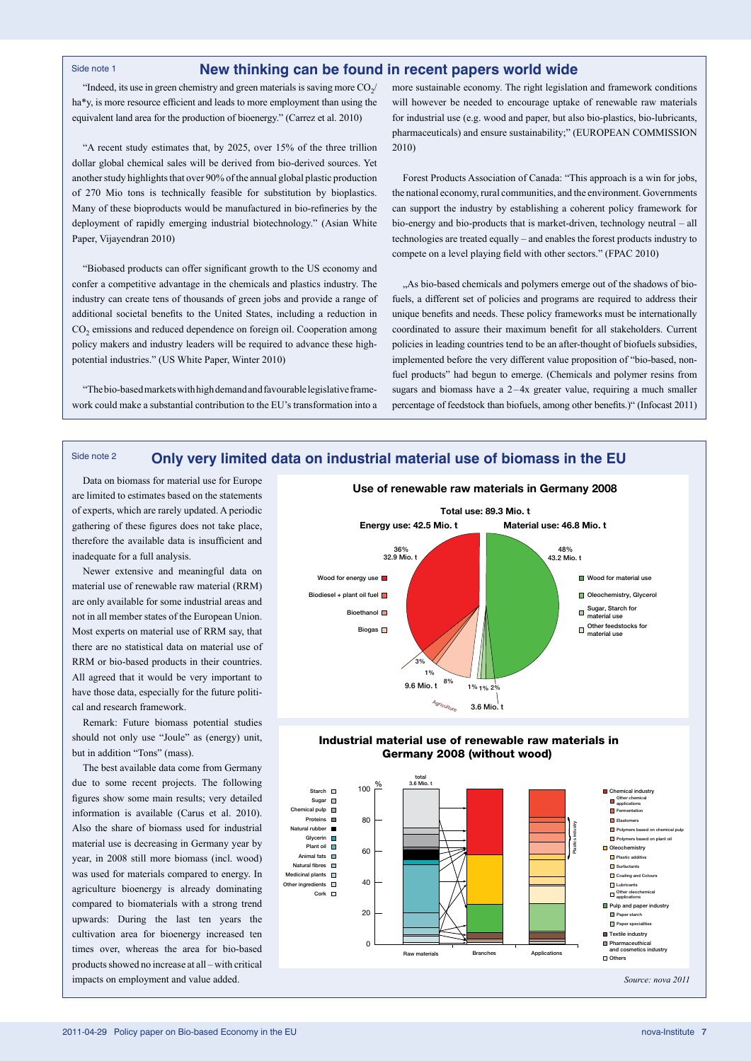Side note 1

## New thinking can be found in recent papers world wide

"Indeed, its use in green chemistry and green materials is saving more $CO_2$/ha*y, is more resource efficient and leads to more employment than using the equivalent land area for the production of bioenergy." (Carrez et al. 2010)

"A recent study estimates that, by 2025, over 15% of the three trillion dollar global chemical sales will be derived from bio-derived sources. Yet another study highlights that over 90% of the annual global plastic production of 270 Mio tons is technically feasible for substitution by bioplastics. Many of these bioproducts would be manufactured in bio-refineries by the deployment of rapidly emerging industrial biotechnology." (Asian White Paper, Vijayendran 2010)

"Biobased products can offer significant growth to the US economy and confer a competitive advantage in the chemicals and plastics industry. The industry can create tens of thousands of green jobs and provide a range of additional societal benefits to the United States, including a reduction in $CO_2$ emissions and reduced dependence on foreign oil. Cooperation among policy makers and industry leaders will be required to advance these high-potential industries." (US White Paper, Winter 2010)

"The bio-based markets with high demand and favourable legislative framework could make a substantial contribution to the EU's transformation into a more sustainable economy. The right legislation and framework conditions will however be needed to encourage uptake of renewable raw materials for industrial use (e.g. wood and paper, but also bio-plastics, bio-lubricants, pharmaceuticals) and ensure sustainability;" (EUROPEAN COMMISSION 2010)

Forest Products Association of Canada: "This approach is a win for jobs, the national economy, rural communities, and the environment. Governments can support the industry by establishing a coherent policy framework for bio-energy and bio-products that is market-driven, technology neutral – all technologies are treated equally – and enables the forest products industry to compete on a level playing field with other sectors." (FPAC 2010)

„As bio-based chemicals and polymers emerge out of the shadows of biofuels, a different set of policies and programs are required to address their unique benefits and needs. These policy frameworks must be internationally coordinated to assure their maximum benefit for all stakeholders. Current policies in leading countries tend to be an after-thought of biofuels subsidies, implemented before the very different value proposition of "bio-based, non-fuel products" had begun to emerge. (Chemicals and polymer resins from sugars and biomass have a 2–4x greater value, requiring a much smaller percentage of feedstock than biofuels, among other benefits.)" (Infocast 2011)

Side note 2

## Only very limited data on industrial material use of biomass in the EU

Data on biomass for material use for Europe are limited to estimates based on the statements of experts, which are rarely updated. A periodic gathering of these figures does not take place, therefore the available data is insufficient and inadequate for a full analysis.

Newer extensive and meaningful data on material use of renewable raw material (RRM) are only available for some industrial areas and not in all member states of the European Union. Most experts on material use of RRM say, that there are no statistical data on material use of RRM or bio-based products in their countries. All agreed that it would be very important to have those data, especially for the future political and research framework.

Remark: Future biomass potential studies should not only use "Joule" as (energy) unit, but in addition "Tons" (mass).

The best available data come from Germany due to some recent projects. The following figures show some main results; very detailed information is available (Carus et al. 2010). Also the share of biomass used for industrial material use is decreasing in Germany year by year, in 2008 still more biomass (incl. wood) was used for materials compared to energy. In agriculture bioenergy is already dominating compared to biomaterials with a strong trend upwards: During the last ten years the cultivation area for bioenergy increased ten times over, whereas the area for bio-based products showed no increase at all – with critical impacts on employment and value added.

**Use of renewable raw materials in Germany 2008**

Total use: 89.3 Mio. t — Energy use: 42.5 Mio. t; Material use: 46.8 Mio. t

- Wood for energy use: 36%, 32.9 Mio. t
- Biodiesel + plant oil fuel: 3%
- Bioethanol: 1%
- Biogas: 8%
- Agriculture (energy): 9.6 Mio. t
- Wood for material use: 48%, 43.2 Mio. t
- Oleochemistry, Glycerol: 1%
- Sugar, Starch for material use: 1%
- Other feedstocks for material use: 2%
- Agriculture (material): 3.6 Mio. t

**Industrial material use of renewable raw materials in Germany 2008 (without wood)**

Total 3.6 Mio. t

Raw materials: Starch, Sugar, Chemical pulp, Proteins, Natural rubber, Glycerin, Plant oil, Animal fats, Natural fibres, Medicinal plants, Other ingredients, Cork

Branches / Applications: Chemical industry (Other chemical applications, Fermentation, Elastomers, Polymers based on chemical pulp, Polymers based on plant oil); Oleochemistry (Plastic additiva, Surfactants, Coating and Colours, Lubricants, Other oleochemical applications); Pulp and paper industry (Paper starch, Paper specialities); Textile industry; Pharmaceuthical and cosmetics industry; Others

*Source: nova 2011*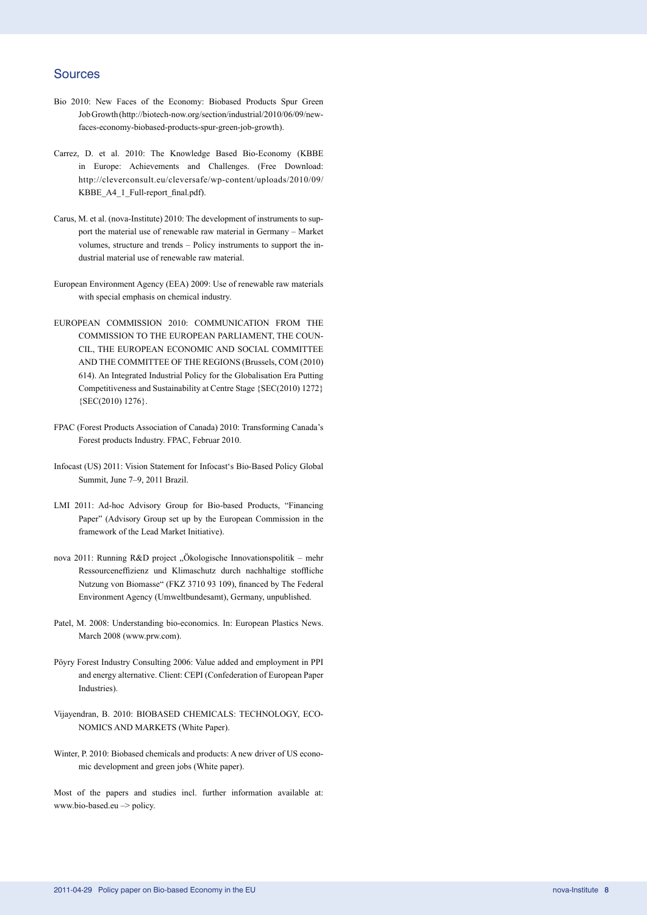## Sources

Bio 2010: New Faces of the Economy: Biobased Products Spur Green Job Growth (http://biotech-now.org/section/industrial/2010/06/09/new-faces-economy-biobased-products-spur-green-job-growth).

Carrez, D. et al. 2010: The Knowledge Based Bio-Economy (KBBE in Europe: Achievements and Challenges. (Free Download: http://cleverconsult.eu/cleversafe/wp-content/uploads/2010/09/KBBE_A4_1_Full-report_final.pdf).

Carus, M. et al. (nova-Institute) 2010: The development of instruments to support the material use of renewable raw material in Germany – Market volumes, structure and trends – Policy instruments to support the industrial material use of renewable raw material.

European Environment Agency (EEA) 2009: Use of renewable raw materials with special emphasis on chemical industry.

EUROPEAN COMMISSION 2010: COMMUNICATION FROM THE COMMISSION TO THE EUROPEAN PARLIAMENT, THE COUNCIL, THE EUROPEAN ECONOMIC AND SOCIAL COMMITTEE AND THE COMMITTEE OF THE REGIONS (Brussels, COM (2010) 614). An Integrated Industrial Policy for the Globalisation Era Putting Competitiveness and Sustainability at Centre Stage {SEC(2010) 1272} {SEC(2010) 1276}.

FPAC (Forest Products Association of Canada) 2010: Transforming Canada's Forest products Industry. FPAC, Februar 2010.

Infocast (US) 2011: Vision Statement for Infocast's Bio-Based Policy Global Summit, June 7–9, 2011 Brazil.

LMI 2011: Ad-hoc Advisory Group for Bio-based Products, "Financing Paper" (Advisory Group set up by the European Commission in the framework of the Lead Market Initiative).

nova 2011: Running R&D project „Ökologische Innovationspolitik – mehr Ressourceneffizienz und Klimaschutz durch nachhaltige stoffliche Nutzung von Biomasse" (FKZ 3710 93 109), financed by The Federal Environment Agency (Umweltbundesamt), Germany, unpublished.

Patel, M. 2008: Understanding bio-economics. In: European Plastics News. March 2008 (www.prw.com).

Pöyry Forest Industry Consulting 2006: Value added and employment in PPI and energy alternative. Client: CEPI (Confederation of European Paper Industries).

Vijayendran, B. 2010: BIOBASED CHEMICALS: TECHNOLOGY, ECONOMICS AND MARKETS (White Paper).

Winter, P. 2010: Biobased chemicals and products: A new driver of US economic development and green jobs (White paper).

Most of the papers and studies incl. further information available at: www.bio-based.eu –> policy.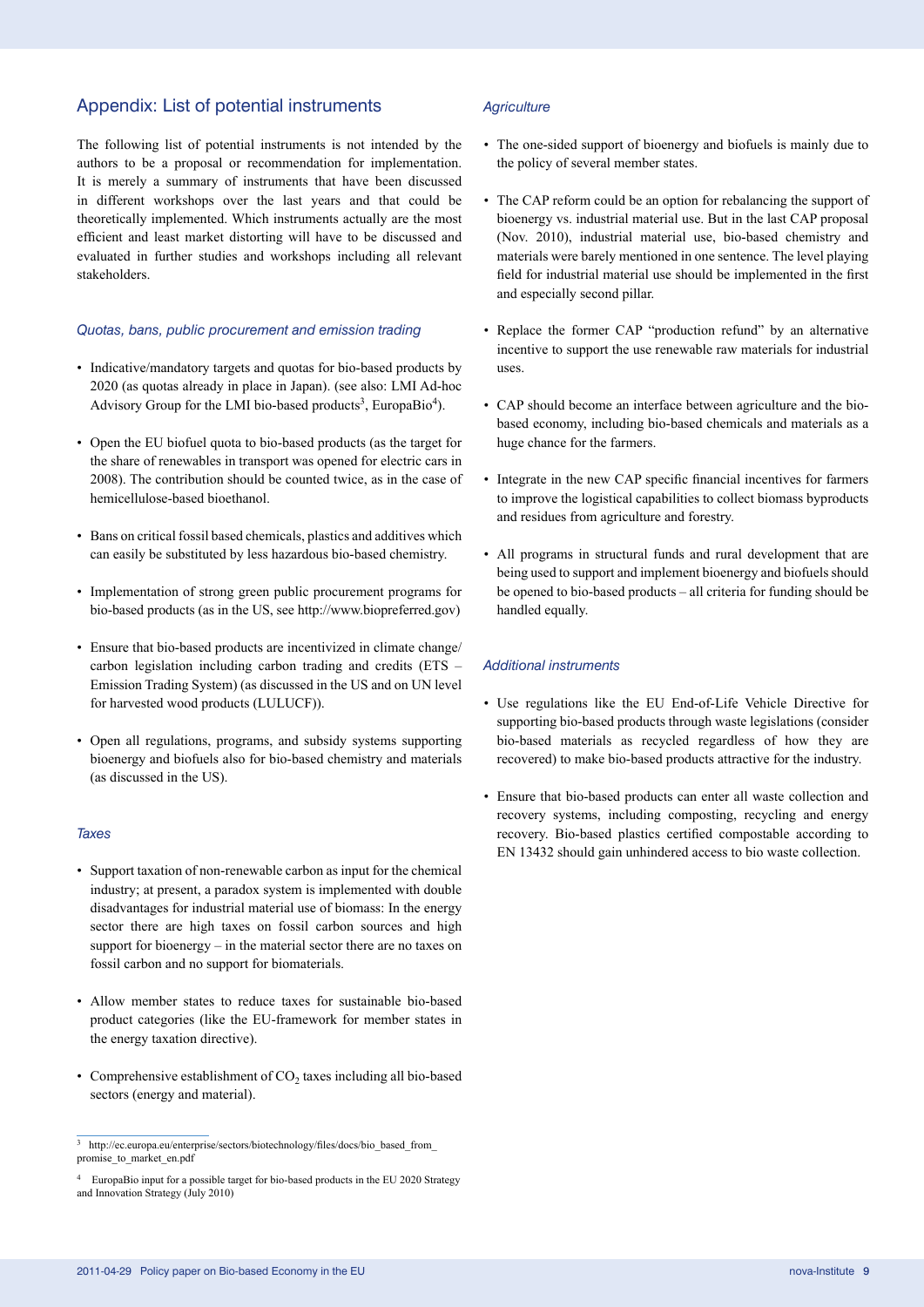## Appendix: List of potential instruments

The following list of potential instruments is not intended by the authors to be a proposal or recommendation for implementation. It is merely a summary of instruments that have been discussed in different workshops over the last years and that could be theoretically implemented. Which instruments actually are the most efficient and least market distorting will have to be discussed and evaluated in further studies and workshops including all relevant stakeholders.

### *Quotas, bans, public procurement and emission trading*

- Indicative/mandatory targets and quotas for bio-based products by 2020 (as quotas already in place in Japan). (see also: LMI Ad-hoc Advisory Group for the LMI bio-based products[3], EuropaBio[4]).
- Open the EU biofuel quota to bio-based products (as the target for the share of renewables in transport was opened for electric cars in 2008). The contribution should be counted twice, as in the case of hemicellulose-based bioethanol.
- Bans on critical fossil based chemicals, plastics and additives which can easily be substituted by less hazardous bio-based chemistry.
- Implementation of strong green public procurement programs for bio-based products (as in the US, see http://www.biopreferred.gov)
- Ensure that bio-based products are incentivized in climate change/carbon legislation including carbon trading and credits (ETS – Emission Trading System) (as discussed in the US and on UN level for harvested wood products (LULUCF)).
- Open all regulations, programs, and subsidy systems supporting bioenergy and biofuels also for bio-based chemistry and materials (as discussed in the US).

### *Taxes*

- Support taxation of non-renewable carbon as input for the chemical industry; at present, a paradox system is implemented with double disadvantages for industrial material use of biomass: In the energy sector there are high taxes on fossil carbon sources and high support for bioenergy – in the material sector there are no taxes on fossil carbon and no support for biomaterials.
- Allow member states to reduce taxes for sustainable bio-based product categories (like the EU-framework for member states in the energy taxation directive).
- Comprehensive establishment of $CO_2$ taxes including all bio-based sectors (energy and material).

### *Agriculture*

- The one-sided support of bioenergy and biofuels is mainly due to the policy of several member states.
- The CAP reform could be an option for rebalancing the support of bioenergy vs. industrial material use. But in the last CAP proposal (Nov. 2010), industrial material use, bio-based chemistry and materials were barely mentioned in one sentence. The level playing field for industrial material use should be implemented in the first and especially second pillar.
- Replace the former CAP "production refund" by an alternative incentive to support the use renewable raw materials for industrial uses.
- CAP should become an interface between agriculture and the bio-based economy, including bio-based chemicals and materials as a huge chance for the farmers.
- Integrate in the new CAP specific financial incentives for farmers to improve the logistical capabilities to collect biomass byproducts and residues from agriculture and forestry.
- All programs in structural funds and rural development that are being used to support and implement bioenergy and biofuels should be opened to bio-based products – all criteria for funding should be handled equally.

### *Additional instruments*

- Use regulations like the EU End-of-Life Vehicle Directive for supporting bio-based products through waste legislations (consider bio-based materials as recycled regardless of how they are recovered) to make bio-based products attractive for the industry.
- Ensure that bio-based products can enter all waste collection and recovery systems, including composting, recycling and energy recovery. Bio-based plastics certified compostable according to EN 13432 should gain unhindered access to bio waste collection.

---

[3] http://ec.europa.eu/enterprise/sectors/biotechnology/files/docs/bio_based_from_promise_to_market_en.pdf

[4] EuropaBio input for a possible target for bio-based products in the EU 2020 Strategy and Innovation Strategy (July 2010)